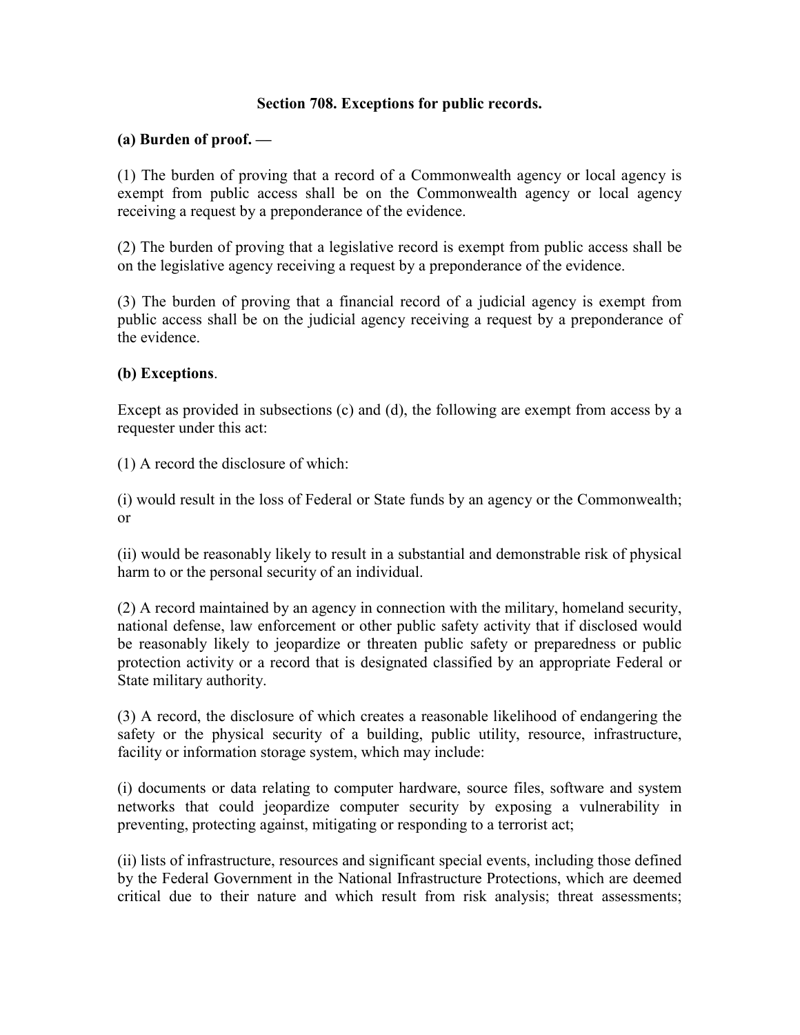**Section 708. Exceptions for public records.**

**(a) Burden of proof. —**

(1) The burden of proving that a record of a Commonwealth agency or local agency is exempt from public access shall be on the Commonwealth agency or local agency receiving a request by a preponderance of the evidence.

(2) The burden of proving that a legislative record is exempt from public access shall be on the legislative agency receiving a request by a preponderance of the evidence.

(3) The burden of proving that a financial record of a judicial agency is exempt from public access shall be on the judicial agency receiving a request by a preponderance of the evidence.

**(b) Exceptions**.

Except as provided in subsections (c) and (d), the following are exempt from access by a requester under this act:

(1) A record the disclosure of which:

(i) would result in the loss of Federal or State funds by an agency or the Commonwealth; or

(ii) would be reasonably likely to result in a substantial and demonstrable risk of physical harm to or the personal security of an individual.

(2) A record maintained by an agency in connection with the military, homeland security, national defense, law enforcement or other public safety activity that if disclosed would be reasonably likely to jeopardize or threaten public safety or preparedness or public protection activity or a record that is designated classified by an appropriate Federal or State military authority.

(3) A record, the disclosure of which creates a reasonable likelihood of endangering the safety or the physical security of a building, public utility, resource, infrastructure, facility or information storage system, which may include:

(i) documents or data relating to computer hardware, source files, software and system networks that could jeopardize computer security by exposing a vulnerability in preventing, protecting against, mitigating or responding to a terrorist act;

(ii) lists of infrastructure, resources and significant special events, including those defined by the Federal Government in the National Infrastructure Protections, which are deemed critical due to their nature and which result from risk analysis; threat assessments;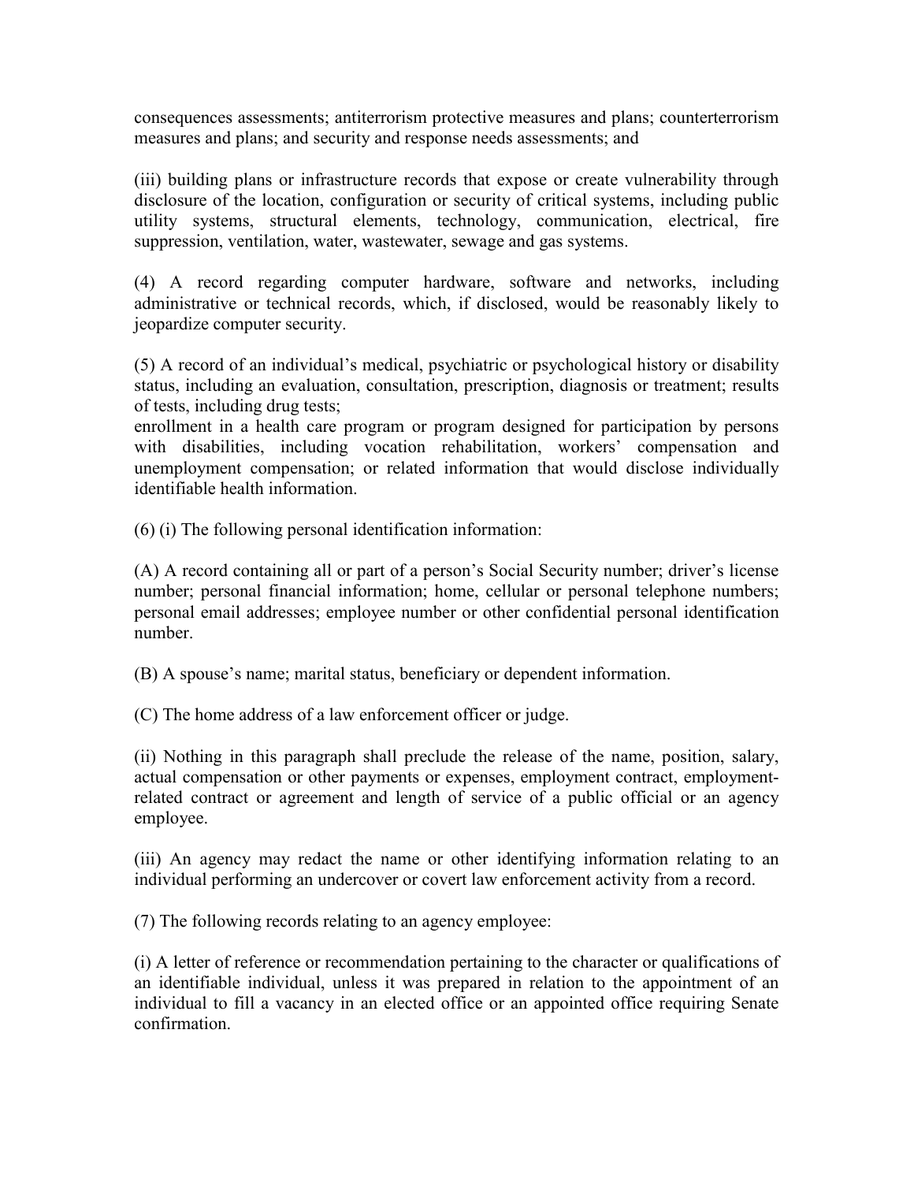consequences assessments; antiterrorism protective measures and plans; counterterrorism measures and plans; and security and response needs assessments; and

(iii) building plans or infrastructure records that expose or create vulnerability through disclosure of the location, configuration or security of critical systems, including public utility systems, structural elements, technology, communication, electrical, fire suppression, ventilation, water, wastewater, sewage and gas systems.

(4) A record regarding computer hardware, software and networks, including administrative or technical records, which, if disclosed, would be reasonably likely to jeopardize computer security.

(5) A record of an individual's medical, psychiatric or psychological history or disability status, including an evaluation, consultation, prescription, diagnosis or treatment; results of tests, including drug tests;
enrollment in a health care program or program designed for participation by persons with disabilities, including vocation rehabilitation, workers' compensation and unemployment compensation; or related information that would disclose individually identifiable health information.

(6) (i) The following personal identification information:

(A) A record containing all or part of a person's Social Security number; driver's license number; personal financial information; home, cellular or personal telephone numbers; personal email addresses; employee number or other confidential personal identification number.

(B) A spouse's name; marital status, beneficiary or dependent information.

(C) The home address of a law enforcement officer or judge.

(ii) Nothing in this paragraph shall preclude the release of the name, position, salary, actual compensation or other payments or expenses, employment contract, employment-related contract or agreement and length of service of a public official or an agency employee.

(iii) An agency may redact the name or other identifying information relating to an individual performing an undercover or covert law enforcement activity from a record.

(7) The following records relating to an agency employee:

(i) A letter of reference or recommendation pertaining to the character or qualifications of an identifiable individual, unless it was prepared in relation to the appointment of an individual to fill a vacancy in an elected office or an appointed office requiring Senate confirmation.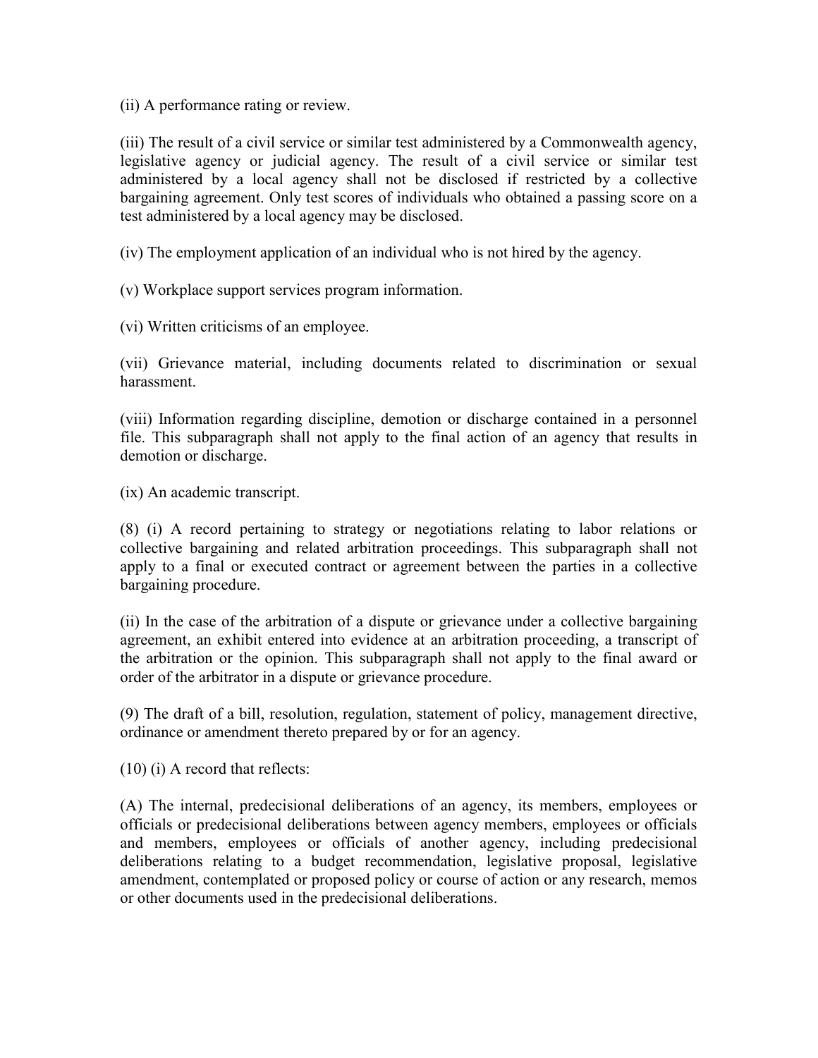(ii) A performance rating or review.

(iii) The result of a civil service or similar test administered by a Commonwealth agency, legislative agency or judicial agency. The result of a civil service or similar test administered by a local agency shall not be disclosed if restricted by a collective bargaining agreement. Only test scores of individuals who obtained a passing score on a test administered by a local agency may be disclosed.

(iv) The employment application of an individual who is not hired by the agency.

(v) Workplace support services program information.

(vi) Written criticisms of an employee.

(vii) Grievance material, including documents related to discrimination or sexual harassment.

(viii) Information regarding discipline, demotion or discharge contained in a personnel file. This subparagraph shall not apply to the final action of an agency that results in demotion or discharge.

(ix) An academic transcript.

(8) (i) A record pertaining to strategy or negotiations relating to labor relations or collective bargaining and related arbitration proceedings. This subparagraph shall not apply to a final or executed contract or agreement between the parties in a collective bargaining procedure.

(ii) In the case of the arbitration of a dispute or grievance under a collective bargaining agreement, an exhibit entered into evidence at an arbitration proceeding, a transcript of the arbitration or the opinion. This subparagraph shall not apply to the final award or order of the arbitrator in a dispute or grievance procedure.

(9) The draft of a bill, resolution, regulation, statement of policy, management directive, ordinance or amendment thereto prepared by or for an agency.

(10) (i) A record that reflects:

(A) The internal, predecisional deliberations of an agency, its members, employees or officials or predecisional deliberations between agency members, employees or officials and members, employees or officials of another agency, including predecisional deliberations relating to a budget recommendation, legislative proposal, legislative amendment, contemplated or proposed policy or course of action or any research, memos or other documents used in the predecisional deliberations.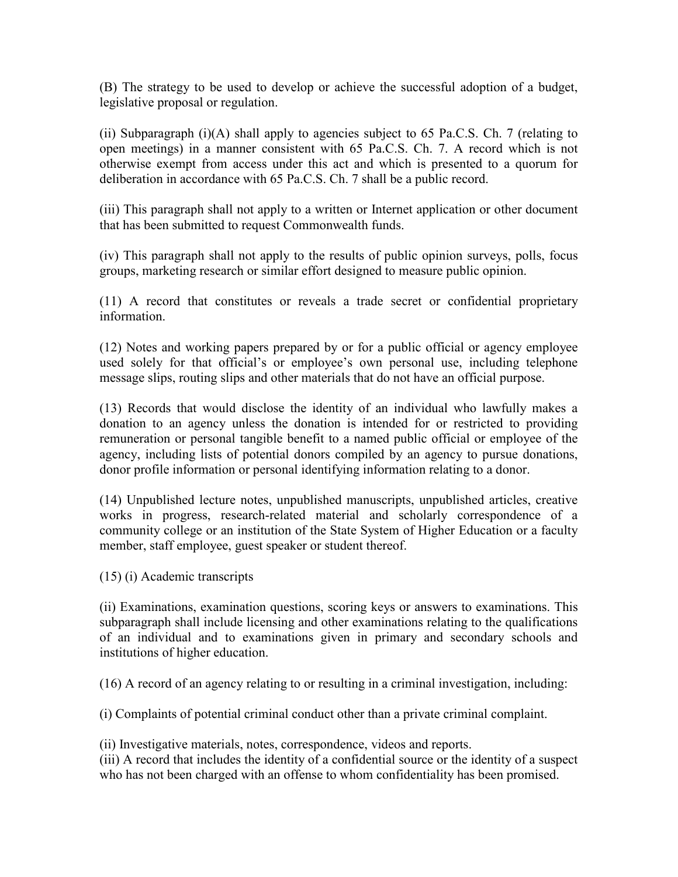(B) The strategy to be used to develop or achieve the successful adoption of a budget, legislative proposal or regulation.

(ii) Subparagraph (i)(A) shall apply to agencies subject to 65 Pa.C.S. Ch. 7 (relating to open meetings) in a manner consistent with 65 Pa.C.S. Ch. 7. A record which is not otherwise exempt from access under this act and which is presented to a quorum for deliberation in accordance with 65 Pa.C.S. Ch. 7 shall be a public record.

(iii) This paragraph shall not apply to a written or Internet application or other document that has been submitted to request Commonwealth funds.

(iv) This paragraph shall not apply to the results of public opinion surveys, polls, focus groups, marketing research or similar effort designed to measure public opinion.

(11) A record that constitutes or reveals a trade secret or confidential proprietary information.

(12) Notes and working papers prepared by or for a public official or agency employee used solely for that official's or employee's own personal use, including telephone message slips, routing slips and other materials that do not have an official purpose.

(13) Records that would disclose the identity of an individual who lawfully makes a donation to an agency unless the donation is intended for or restricted to providing remuneration or personal tangible benefit to a named public official or employee of the agency, including lists of potential donors compiled by an agency to pursue donations, donor profile information or personal identifying information relating to a donor.

(14) Unpublished lecture notes, unpublished manuscripts, unpublished articles, creative works in progress, research-related material and scholarly correspondence of a community college or an institution of the State System of Higher Education or a faculty member, staff employee, guest speaker or student thereof.

(15) (i) Academic transcripts

(ii) Examinations, examination questions, scoring keys or answers to examinations. This subparagraph shall include licensing and other examinations relating to the qualifications of an individual and to examinations given in primary and secondary schools and institutions of higher education.

(16) A record of an agency relating to or resulting in a criminal investigation, including:

(i) Complaints of potential criminal conduct other than a private criminal complaint.

(ii) Investigative materials, notes, correspondence, videos and reports.

(iii) A record that includes the identity of a confidential source or the identity of a suspect who has not been charged with an offense to whom confidentiality has been promised.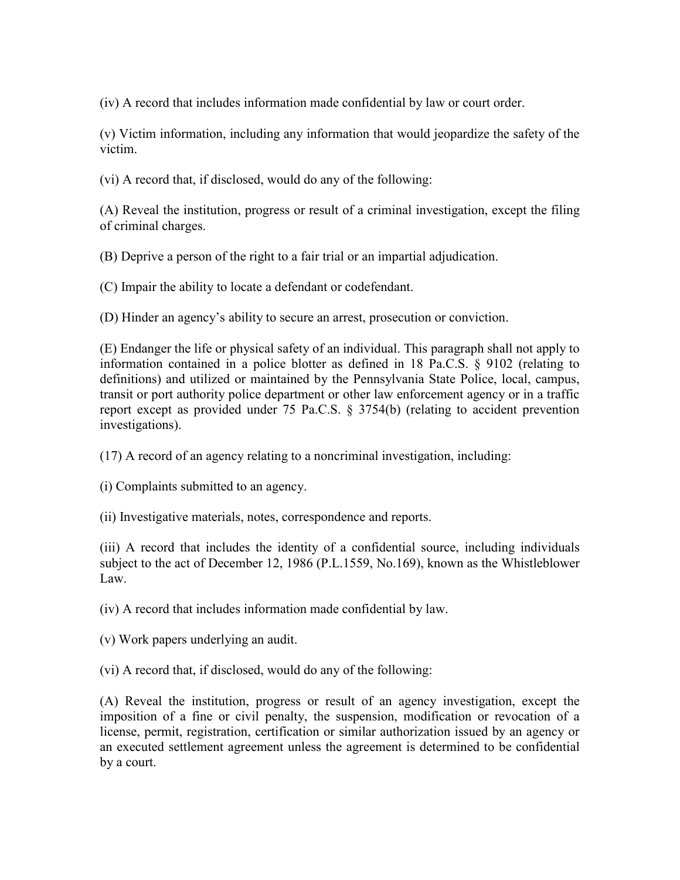(iv) A record that includes information made confidential by law or court order.

(v) Victim information, including any information that would jeopardize the safety of the victim.

(vi) A record that, if disclosed, would do any of the following:

(A) Reveal the institution, progress or result of a criminal investigation, except the filing of criminal charges.

(B) Deprive a person of the right to a fair trial or an impartial adjudication.

(C) Impair the ability to locate a defendant or codefendant.

(D) Hinder an agency's ability to secure an arrest, prosecution or conviction.

(E) Endanger the life or physical safety of an individual. This paragraph shall not apply to information contained in a police blotter as defined in 18 Pa.C.S. § 9102 (relating to definitions) and utilized or maintained by the Pennsylvania State Police, local, campus, transit or port authority police department or other law enforcement agency or in a traffic report except as provided under 75 Pa.C.S. § 3754(b) (relating to accident prevention investigations).

(17) A record of an agency relating to a noncriminal investigation, including:

(i) Complaints submitted to an agency.

(ii) Investigative materials, notes, correspondence and reports.

(iii) A record that includes the identity of a confidential source, including individuals subject to the act of December 12, 1986 (P.L.1559, No.169), known as the Whistleblower Law.

(iv) A record that includes information made confidential by law.

(v) Work papers underlying an audit.

(vi) A record that, if disclosed, would do any of the following:

(A) Reveal the institution, progress or result of an agency investigation, except the imposition of a fine or civil penalty, the suspension, modification or revocation of a license, permit, registration, certification or similar authorization issued by an agency or an executed settlement agreement unless the agreement is determined to be confidential by a court.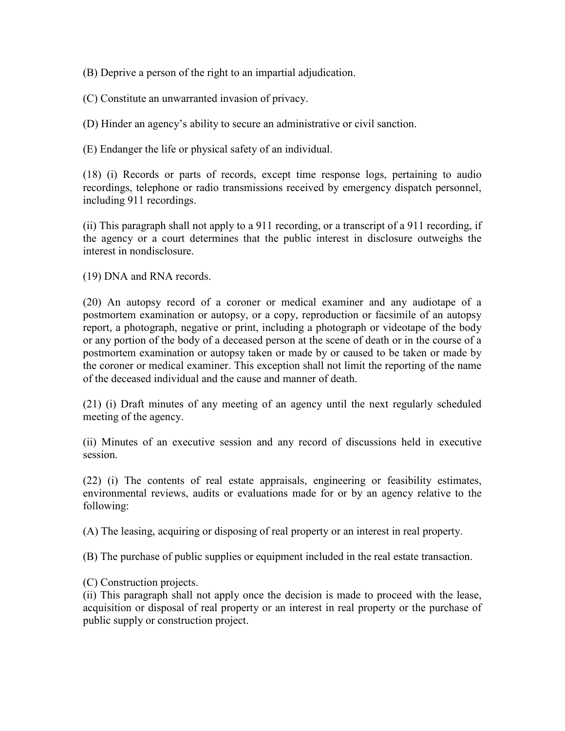(B) Deprive a person of the right to an impartial adjudication.

(C) Constitute an unwarranted invasion of privacy.

(D) Hinder an agency's ability to secure an administrative or civil sanction.

(E) Endanger the life or physical safety of an individual.

(18) (i) Records or parts of records, except time response logs, pertaining to audio recordings, telephone or radio transmissions received by emergency dispatch personnel, including 911 recordings.

(ii) This paragraph shall not apply to a 911 recording, or a transcript of a 911 recording, if the agency or a court determines that the public interest in disclosure outweighs the interest in nondisclosure.

(19) DNA and RNA records.

(20) An autopsy record of a coroner or medical examiner and any audiotape of a postmortem examination or autopsy, or a copy, reproduction or facsimile of an autopsy report, a photograph, negative or print, including a photograph or videotape of the body or any portion of the body of a deceased person at the scene of death or in the course of a postmortem examination or autopsy taken or made by or caused to be taken or made by the coroner or medical examiner. This exception shall not limit the reporting of the name of the deceased individual and the cause and manner of death.

(21) (i) Draft minutes of any meeting of an agency until the next regularly scheduled meeting of the agency.

(ii) Minutes of an executive session and any record of discussions held in executive session.

(22) (i) The contents of real estate appraisals, engineering or feasibility estimates, environmental reviews, audits or evaluations made for or by an agency relative to the following:

(A) The leasing, acquiring or disposing of real property or an interest in real property.

(B) The purchase of public supplies or equipment included in the real estate transaction.

(C) Construction projects.

(ii) This paragraph shall not apply once the decision is made to proceed with the lease, acquisition or disposal of real property or an interest in real property or the purchase of public supply or construction project.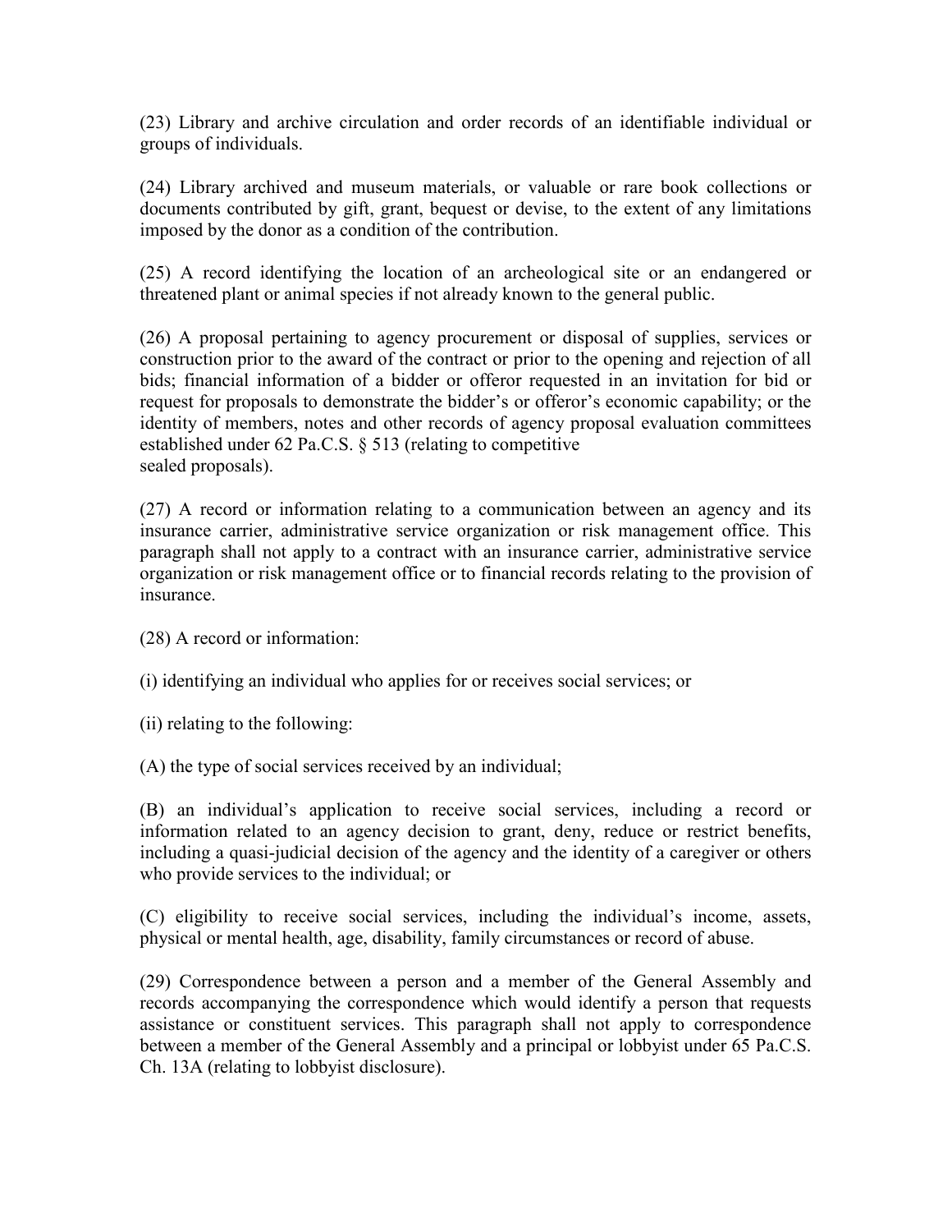(23) Library and archive circulation and order records of an identifiable individual or groups of individuals.

(24) Library archived and museum materials, or valuable or rare book collections or documents contributed by gift, grant, bequest or devise, to the extent of any limitations imposed by the donor as a condition of the contribution.

(25) A record identifying the location of an archeological site or an endangered or threatened plant or animal species if not already known to the general public.

(26) A proposal pertaining to agency procurement or disposal of supplies, services or construction prior to the award of the contract or prior to the opening and rejection of all bids; financial information of a bidder or offeror requested in an invitation for bid or request for proposals to demonstrate the bidder's or offeror's economic capability; or the identity of members, notes and other records of agency proposal evaluation committees established under 62 Pa.C.S. § 513 (relating to competitive sealed proposals).

(27) A record or information relating to a communication between an agency and its insurance carrier, administrative service organization or risk management office. This paragraph shall not apply to a contract with an insurance carrier, administrative service organization or risk management office or to financial records relating to the provision of insurance.

(28) A record or information:

(i) identifying an individual who applies for or receives social services; or

(ii) relating to the following:

(A) the type of social services received by an individual;

(B) an individual's application to receive social services, including a record or information related to an agency decision to grant, deny, reduce or restrict benefits, including a quasi-judicial decision of the agency and the identity of a caregiver or others who provide services to the individual; or

(C) eligibility to receive social services, including the individual's income, assets, physical or mental health, age, disability, family circumstances or record of abuse.

(29) Correspondence between a person and a member of the General Assembly and records accompanying the correspondence which would identify a person that requests assistance or constituent services. This paragraph shall not apply to correspondence between a member of the General Assembly and a principal or lobbyist under 65 Pa.C.S. Ch. 13A (relating to lobbyist disclosure).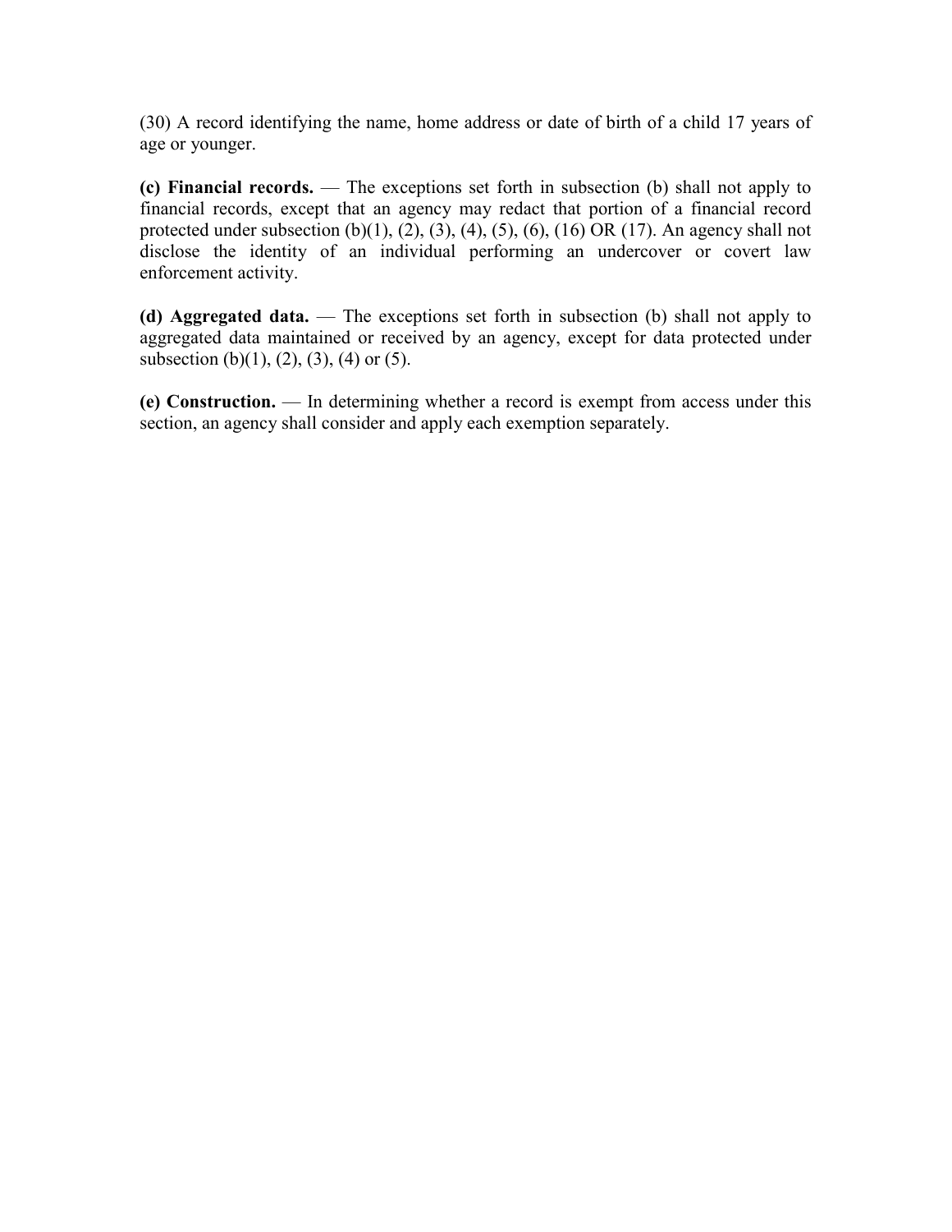(30) A record identifying the name, home address or date of birth of a child 17 years of age or younger.

**(c) Financial records.** — The exceptions set forth in subsection (b) shall not apply to financial records, except that an agency may redact that portion of a financial record protected under subsection (b)(1), (2), (3), (4), (5), (6), (16) OR (17). An agency shall not disclose the identity of an individual performing an undercover or covert law enforcement activity.

**(d) Aggregated data.** — The exceptions set forth in subsection (b) shall not apply to aggregated data maintained or received by an agency, except for data protected under subsection (b)(1), (2), (3), (4) or (5).

**(e) Construction.** — In determining whether a record is exempt from access under this section, an agency shall consider and apply each exemption separately.